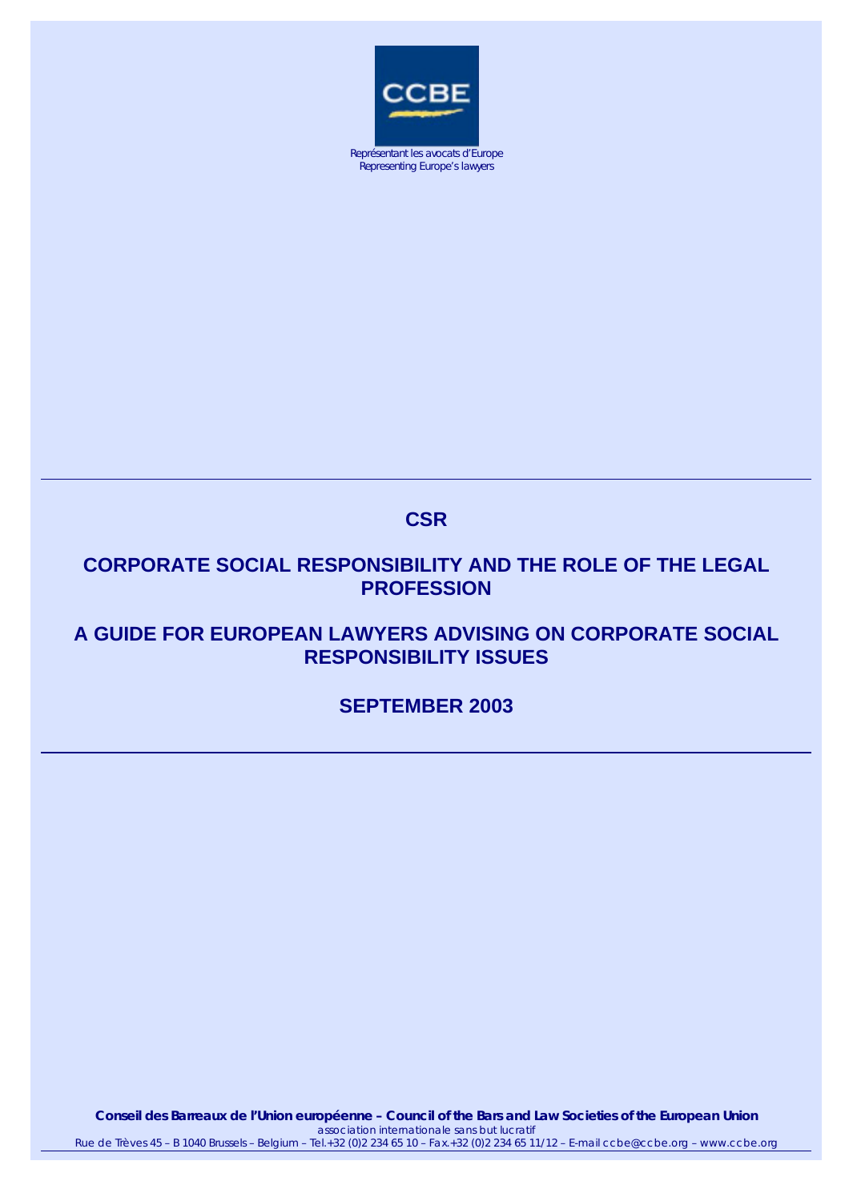CCBE

Représentant les avocats d'Europe
Representing Europe's lawyers

# CSR

# CORPORATE SOCIAL RESPONSIBILITY AND THE ROLE OF THE LEGAL PROFESSION

## A GUIDE FOR EUROPEAN LAWYERS ADVISING ON CORPORATE SOCIAL RESPONSIBILITY ISSUES

## SEPTEMBER 2003

**Conseil des Barreaux de l'Union européenne – Council of the Bars and Law Societies of the European Union**
*association internationale sans but lucratif*
Rue de Trèves 45 – B 1040 Brussels – Belgium – Tel.+32 (0)2 234 65 10 – Fax.+32 (0)2 234 65 11/12 – E-mail ccbe@ccbe.org – www.ccbe.org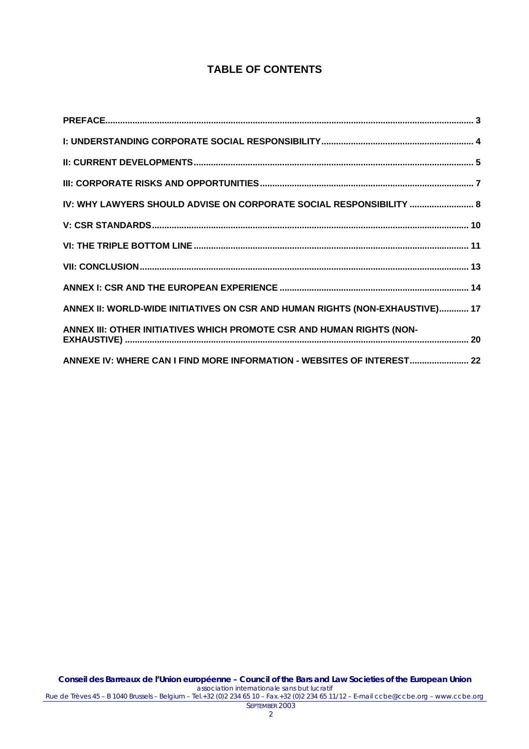## TABLE OF CONTENTS

PREFACE........................................................................................................................................ 3

I: UNDERSTANDING CORPORATE SOCIAL RESPONSIBILITY............................................................ 4

II: CURRENT DEVELOPMENTS.............................................................................................................. 5

III: CORPORATE RISKS AND OPPORTUNITIES..................................................................................... 7

IV: WHY LAWYERS SHOULD ADVISE ON CORPORATE SOCIAL RESPONSIBILITY ......................... 8

V: CSR STANDARDS............................................................................................................................. 10

VI: THE TRIPLE BOTTOM LINE ............................................................................................................ 11

VII: CONCLUSION.................................................................................................................................. 13

ANNEX I: CSR AND THE EUROPEAN EXPERIENCE ........................................................................... 14

ANNEX II: WORLD-WIDE INITIATIVES ON CSR AND HUMAN RIGHTS (NON-EXHAUSTIVE)........... 17

ANNEX III: OTHER INITIATIVES WHICH PROMOTE CSR AND HUMAN RIGHTS (NON-EXHAUSTIVE) ......................................................................................................................................... 20

ANNEXE IV: WHERE CAN I FIND MORE INFORMATION - WEBSITES OF INTEREST........................ 22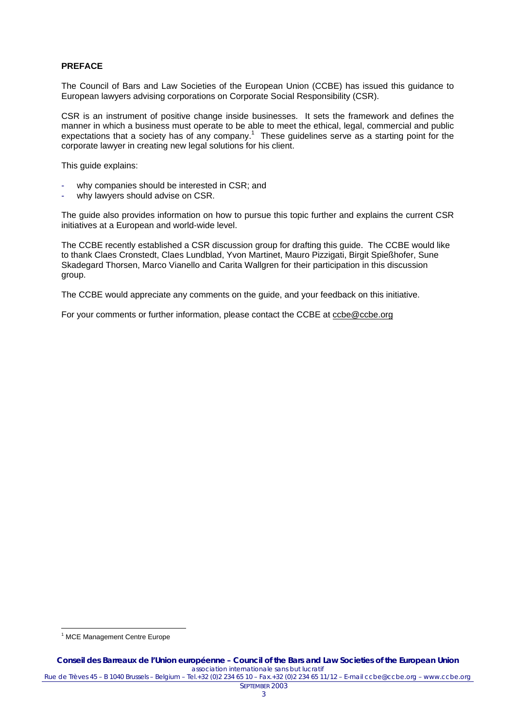**PREFACE**

The Council of Bars and Law Societies of the European Union (CCBE) has issued this guidance to European lawyers advising corporations on Corporate Social Responsibility (CSR).

CSR is an instrument of positive change inside businesses. It sets the framework and defines the manner in which a business must operate to be able to meet the ethical, legal, commercial and public expectations that a society has of any company.[1] These guidelines serve as a starting point for the corporate lawyer in creating new legal solutions for his client.

This guide explains:

- why companies should be interested in CSR; and
- why lawyers should advise on CSR.

The guide also provides information on how to pursue this topic further and explains the current CSR initiatives at a European and world-wide level.

The CCBE recently established a CSR discussion group for drafting this guide. The CCBE would like to thank Claes Cronstedt, Claes Lundblad, Yvon Martinet, Mauro Pizzigati, Birgit Spießhofer, Sune Skadegard Thorsen, Marco Vianello and Carita Wallgren for their participation in this discussion group.

The CCBE would appreciate any comments on the guide, and your feedback on this initiative.

For your comments or further information, please contact the CCBE at ccbe@ccbe.org

[1] MCE Management Centre Europe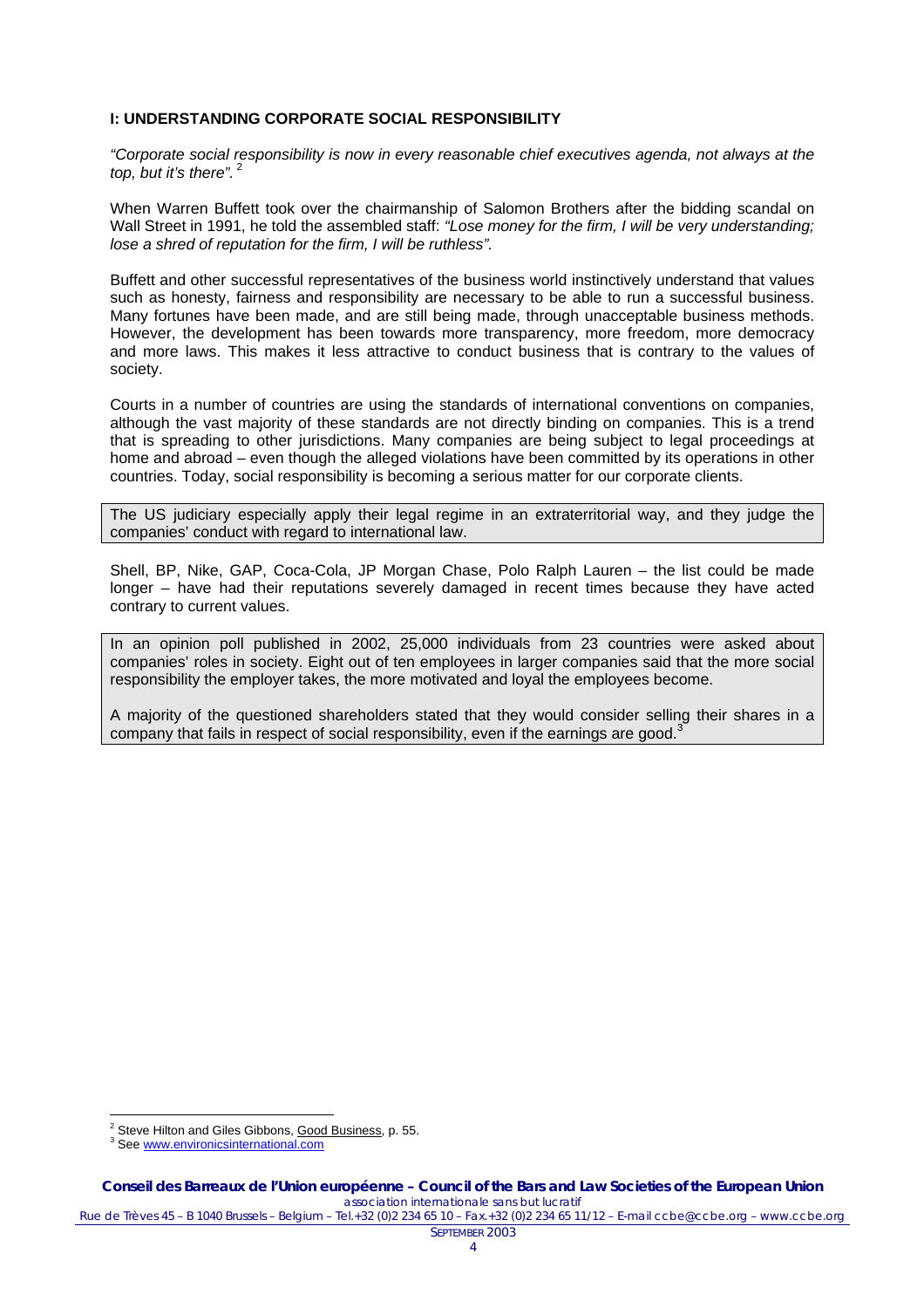## I: UNDERSTANDING CORPORATE SOCIAL RESPONSIBILITY

*"Corporate social responsibility is now in every reasonable chief executives agenda, not always at the top, but it's there".* [2]

When Warren Buffett took over the chairmanship of Salomon Brothers after the bidding scandal on Wall Street in 1991, he told the assembled staff: *"Lose money for the firm, I will be very understanding; lose a shred of reputation for the firm, I will be ruthless".*

Buffett and other successful representatives of the business world instinctively understand that values such as honesty, fairness and responsibility are necessary to be able to run a successful business. Many fortunes have been made, and are still being made, through unacceptable business methods. However, the development has been towards more transparency, more freedom, more democracy and more laws. This makes it less attractive to conduct business that is contrary to the values of society.

Courts in a number of countries are using the standards of international conventions on companies, although the vast majority of these standards are not directly binding on companies. This is a trend that is spreading to other jurisdictions. Many companies are being subject to legal proceedings at home and abroad – even though the alleged violations have been committed by its operations in other countries. Today, social responsibility is becoming a serious matter for our corporate clients.

The US judiciary especially apply their legal regime in an extraterritorial way, and they judge the companies' conduct with regard to international law.

Shell, BP, Nike, GAP, Coca-Cola, JP Morgan Chase, Polo Ralph Lauren – the list could be made longer – have had their reputations severely damaged in recent times because they have acted contrary to current values.

In an opinion poll published in 2002, 25,000 individuals from 23 countries were asked about companies' roles in society. Eight out of ten employees in larger companies said that the more social responsibility the employer takes, the more motivated and loyal the employees become.

A majority of the questioned shareholders stated that they would consider selling their shares in a company that fails in respect of social responsibility, even if the earnings are good.[3]

---

[2] Steve Hilton and Giles Gibbons, Good Business, p. 55.

[3] See www.environicsinternational.com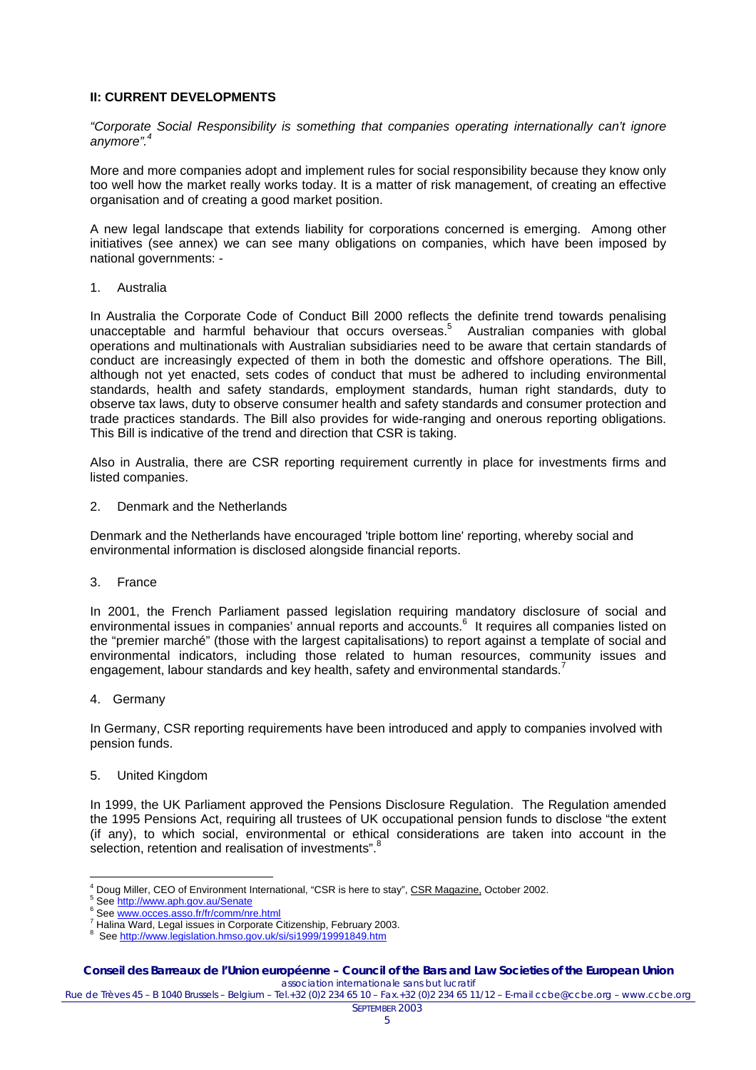## II: CURRENT DEVELOPMENTS

*"Corporate Social Responsibility is something that companies operating internationally can't ignore anymore".*[4]

More and more companies adopt and implement rules for social responsibility because they know only too well how the market really works today. It is a matter of risk management, of creating an effective organisation and of creating a good market position.

A new legal landscape that extends liability for corporations concerned is emerging. Among other initiatives (see annex) we can see many obligations on companies, which have been imposed by national governments: -

1. Australia

In Australia the Corporate Code of Conduct Bill 2000 reflects the definite trend towards penalising unacceptable and harmful behaviour that occurs overseas.[5] Australian companies with global operations and multinationals with Australian subsidiaries need to be aware that certain standards of conduct are increasingly expected of them in both the domestic and offshore operations. The Bill, although not yet enacted, sets codes of conduct that must be adhered to including environmental standards, health and safety standards, employment standards, human right standards, duty to observe tax laws, duty to observe consumer health and safety standards and consumer protection and trade practices standards. The Bill also provides for wide-ranging and onerous reporting obligations. This Bill is indicative of the trend and direction that CSR is taking.

Also in Australia, there are CSR reporting requirement currently in place for investments firms and listed companies.

2. Denmark and the Netherlands

Denmark and the Netherlands have encouraged 'triple bottom line' reporting, whereby social and environmental information is disclosed alongside financial reports.

3. France

In 2001, the French Parliament passed legislation requiring mandatory disclosure of social and environmental issues in companies' annual reports and accounts.[6] It requires all companies listed on the "premier marché" (those with the largest capitalisations) to report against a template of social and environmental indicators, including those related to human resources, community issues and engagement, labour standards and key health, safety and environmental standards.[7]

4. Germany

In Germany, CSR reporting requirements have been introduced and apply to companies involved with pension funds.

5. United Kingdom

In 1999, the UK Parliament approved the Pensions Disclosure Regulation. The Regulation amended the 1995 Pensions Act, requiring all trustees of UK occupational pension funds to disclose "the extent (if any), to which social, environmental or ethical considerations are taken into account in the selection, retention and realisation of investments".[8]

---

[4] Doug Miller, CEO of Environment International, "CSR is here to stay", CSR Magazine, October 2002.
[5] See http://www.aph.gov.au/Senate
[6] See www.occes.asso.fr/fr/comm/nre.html
[7] Halina Ward, Legal issues in Corporate Citizenship, February 2003.
[8] See http://www.legislation.hmso.gov.uk/si/si1999/19991849.htm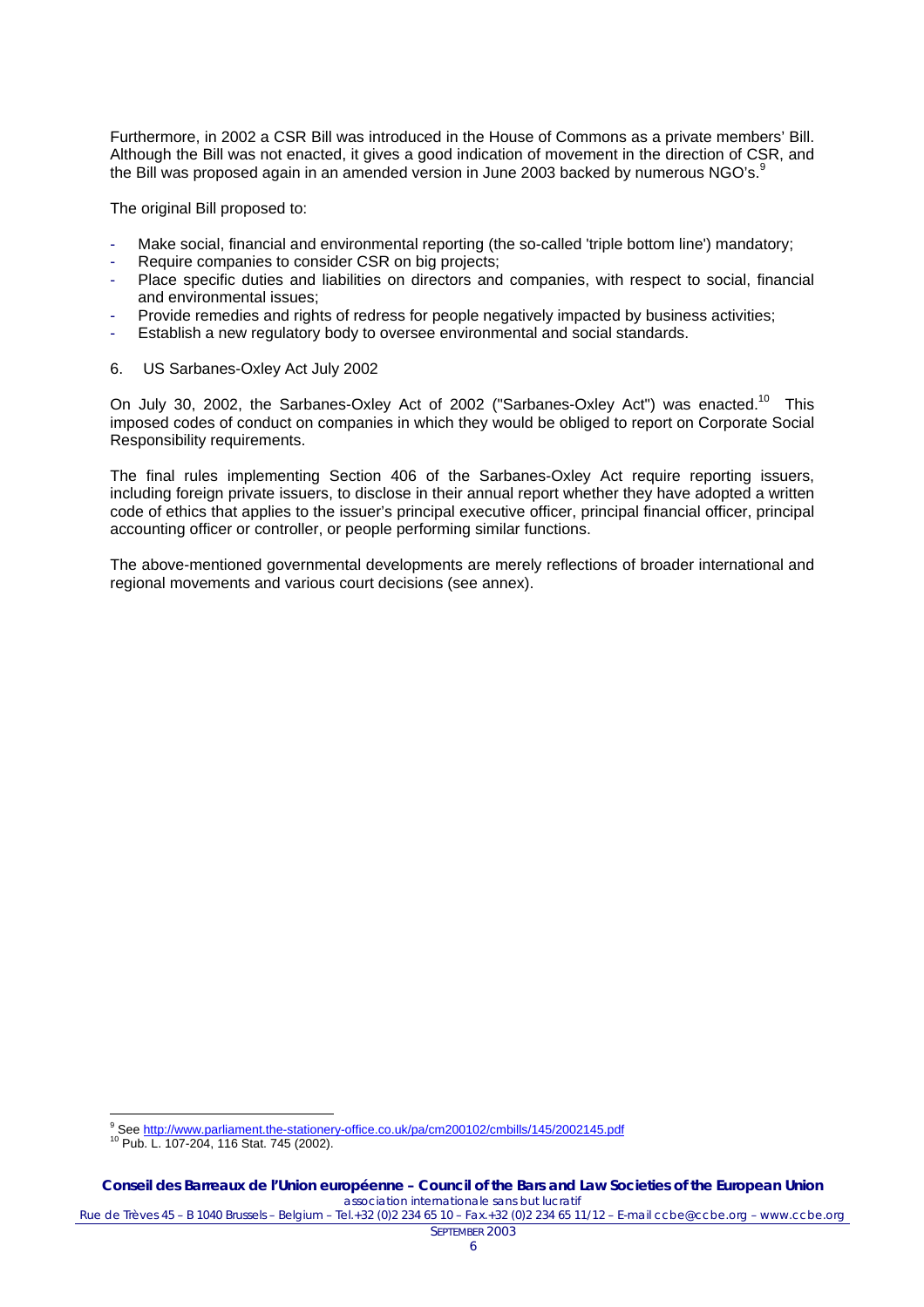Furthermore, in 2002 a CSR Bill was introduced in the House of Commons as a private members' Bill. Although the Bill was not enacted, it gives a good indication of movement in the direction of CSR, and the Bill was proposed again in an amended version in June 2003 backed by numerous NGO's.[9]

The original Bill proposed to:

- Make social, financial and environmental reporting (the so-called 'triple bottom line') mandatory;
- Require companies to consider CSR on big projects;
- Place specific duties and liabilities on directors and companies, with respect to social, financial and environmental issues;
- Provide remedies and rights of redress for people negatively impacted by business activities;
- Establish a new regulatory body to oversee environmental and social standards.

6. US Sarbanes-Oxley Act July 2002

On July 30, 2002, the Sarbanes-Oxley Act of 2002 ("Sarbanes-Oxley Act") was enacted.[10] This imposed codes of conduct on companies in which they would be obliged to report on Corporate Social Responsibility requirements.

The final rules implementing Section 406 of the Sarbanes-Oxley Act require reporting issuers, including foreign private issuers, to disclose in their annual report whether they have adopted a written code of ethics that applies to the issuer's principal executive officer, principal financial officer, principal accounting officer or controller, or people performing similar functions.

The above-mentioned governmental developments are merely reflections of broader international and regional movements and various court decisions (see annex).

---

[9] See http://www.parliament.the-stationery-office.co.uk/pa/cm200102/cmbills/145/2002145.pdf

[10] Pub. L. 107-204, 116 Stat. 745 (2002).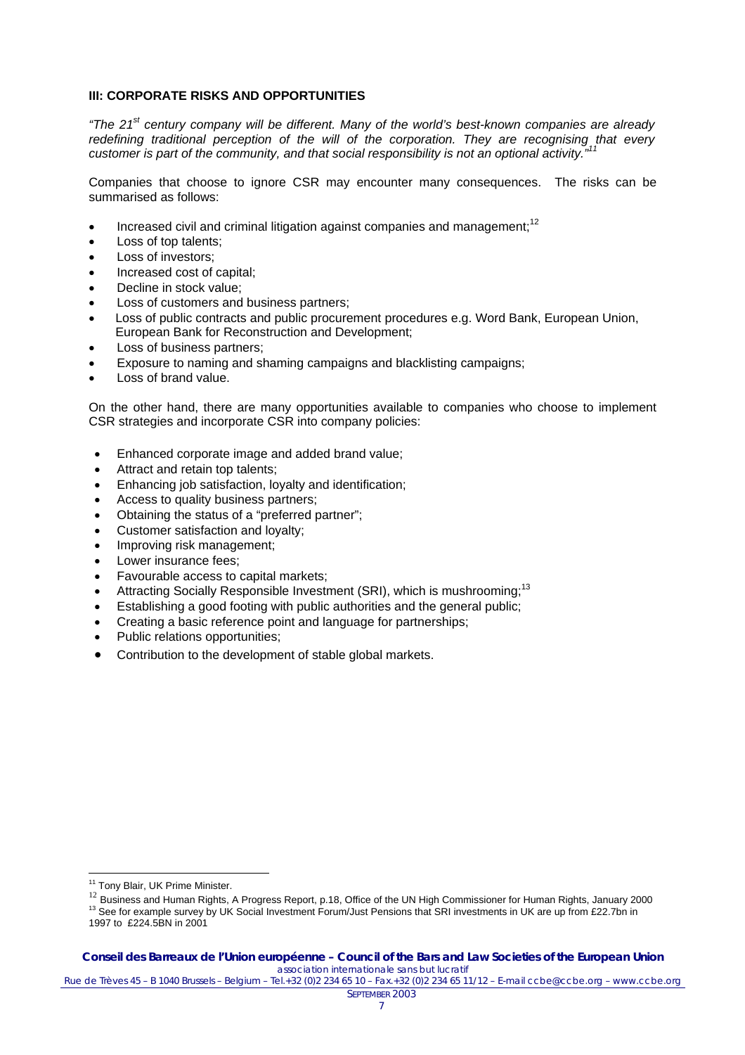### III: CORPORATE RISKS AND OPPORTUNITIES

*"The 21st century company will be different. Many of the world's best-known companies are already redefining traditional perception of the will of the corporation. They are recognising that every customer is part of the community, and that social responsibility is not an optional activity."*[11]

Companies that choose to ignore CSR may encounter many consequences. The risks can be summarised as follows:

- Increased civil and criminal litigation against companies and management;[12]
- Loss of top talents;
- Loss of investors;
- Increased cost of capital;
- Decline in stock value;
- Loss of customers and business partners;
- Loss of public contracts and public procurement procedures e.g. Word Bank, European Union, European Bank for Reconstruction and Development;
- Loss of business partners;
- Exposure to naming and shaming campaigns and blacklisting campaigns;
- Loss of brand value.

On the other hand, there are many opportunities available to companies who choose to implement CSR strategies and incorporate CSR into company policies:

- Enhanced corporate image and added brand value;
- Attract and retain top talents;
- Enhancing job satisfaction, loyalty and identification;
- Access to quality business partners;
- Obtaining the status of a "preferred partner";
- Customer satisfaction and loyalty;
- Improving risk management;
- Lower insurance fees;
- Favourable access to capital markets;
- Attracting Socially Responsible Investment (SRI), which is mushrooming;[13]
- Establishing a good footing with public authorities and the general public;
- Creating a basic reference point and language for partnerships;
- Public relations opportunities;
- Contribution to the development of stable global markets.

---

[11] Tony Blair, UK Prime Minister.

[12] Business and Human Rights, A Progress Report, p.18, Office of the UN High Commissioner for Human Rights, January 2000

[13] See for example survey by UK Social Investment Forum/Just Pensions that SRI investments in UK are up from £22.7bn in 1997 to £224.5BN in 2001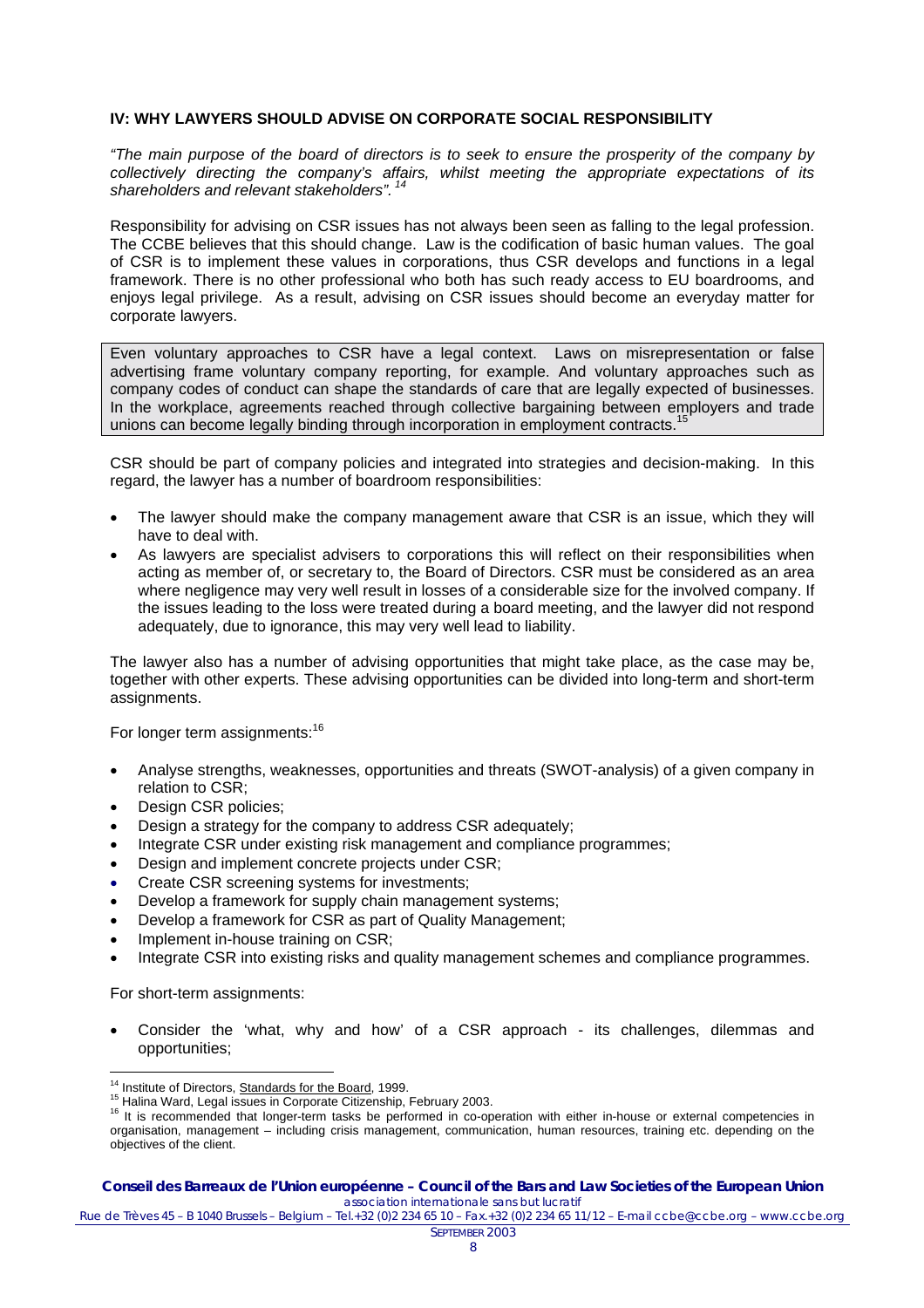## IV: WHY LAWYERS SHOULD ADVISE ON CORPORATE SOCIAL RESPONSIBILITY

*"The main purpose of the board of directors is to seek to ensure the prosperity of the company by collectively directing the company's affairs, whilst meeting the appropriate expectations of its shareholders and relevant stakeholders".* [14]

Responsibility for advising on CSR issues has not always been seen as falling to the legal profession. The CCBE believes that this should change. Law is the codification of basic human values. The goal of CSR is to implement these values in corporations, thus CSR develops and functions in a legal framework. There is no other professional who both has such ready access to EU boardrooms, and enjoys legal privilege. As a result, advising on CSR issues should become an everyday matter for corporate lawyers.

> Even voluntary approaches to CSR have a legal context. Laws on misrepresentation or false advertising frame voluntary company reporting, for example. And voluntary approaches such as company codes of conduct can shape the standards of care that are legally expected of businesses. In the workplace, agreements reached through collective bargaining between employers and trade unions can become legally binding through incorporation in employment contracts.[15]

CSR should be part of company policies and integrated into strategies and decision-making. In this regard, the lawyer has a number of boardroom responsibilities:

- The lawyer should make the company management aware that CSR is an issue, which they will have to deal with.
- As lawyers are specialist advisers to corporations this will reflect on their responsibilities when acting as member of, or secretary to, the Board of Directors. CSR must be considered as an area where negligence may very well result in losses of a considerable size for the involved company. If the issues leading to the loss were treated during a board meeting, and the lawyer did not respond adequately, due to ignorance, this may very well lead to liability.

The lawyer also has a number of advising opportunities that might take place, as the case may be, together with other experts. These advising opportunities can be divided into long-term and short-term assignments.

For longer term assignments:[16]

- Analyse strengths, weaknesses, opportunities and threats (SWOT-analysis) of a given company in relation to CSR;
- Design CSR policies;
- Design a strategy for the company to address CSR adequately;
- Integrate CSR under existing risk management and compliance programmes;
- Design and implement concrete projects under CSR;
- Create CSR screening systems for investments;
- Develop a framework for supply chain management systems;
- Develop a framework for CSR as part of Quality Management;
- Implement in-house training on CSR;
- Integrate CSR into existing risks and quality management schemes and compliance programmes.

For short-term assignments:

- Consider the 'what, why and how' of a CSR approach - its challenges, dilemmas and opportunities;

---

[14] Institute of Directors, Standards for the Board, 1999.

[15] Halina Ward, Legal issues in Corporate Citizenship, February 2003.

[16] It is recommended that longer-term tasks be performed in co-operation with either in-house or external competencies in organisation, management – including crisis management, communication, human resources, training etc. depending on the objectives of the client.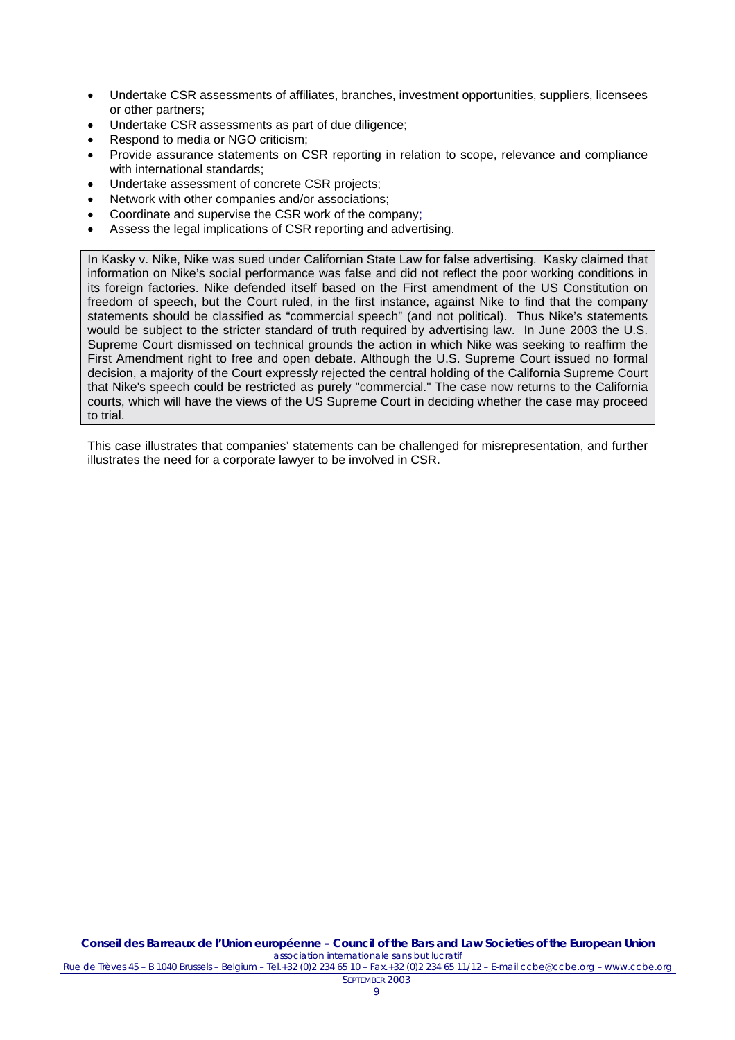- Undertake CSR assessments of affiliates, branches, investment opportunities, suppliers, licensees or other partners;
- Undertake CSR assessments as part of due diligence;
- Respond to media or NGO criticism;
- Provide assurance statements on CSR reporting in relation to scope, relevance and compliance with international standards;
- Undertake assessment of concrete CSR projects;
- Network with other companies and/or associations;
- Coordinate and supervise the CSR work of the company;
- Assess the legal implications of CSR reporting and advertising.

> In Kasky v. Nike, Nike was sued under Californian State Law for false advertising. Kasky claimed that information on Nike's social performance was false and did not reflect the poor working conditions in its foreign factories. Nike defended itself based on the First amendment of the US Constitution on freedom of speech, but the Court ruled, in the first instance, against Nike to find that the company statements should be classified as "commercial speech" (and not political). Thus Nike's statements would be subject to the stricter standard of truth required by advertising law. In June 2003 the U.S. Supreme Court dismissed on technical grounds the action in which Nike was seeking to reaffirm the First Amendment right to free and open debate. Although the U.S. Supreme Court issued no formal decision, a majority of the Court expressly rejected the central holding of the California Supreme Court that Nike's speech could be restricted as purely "commercial." The case now returns to the California courts, which will have the views of the US Supreme Court in deciding whether the case may proceed to trial.

This case illustrates that companies' statements can be challenged for misrepresentation, and further illustrates the need for a corporate lawyer to be involved in CSR.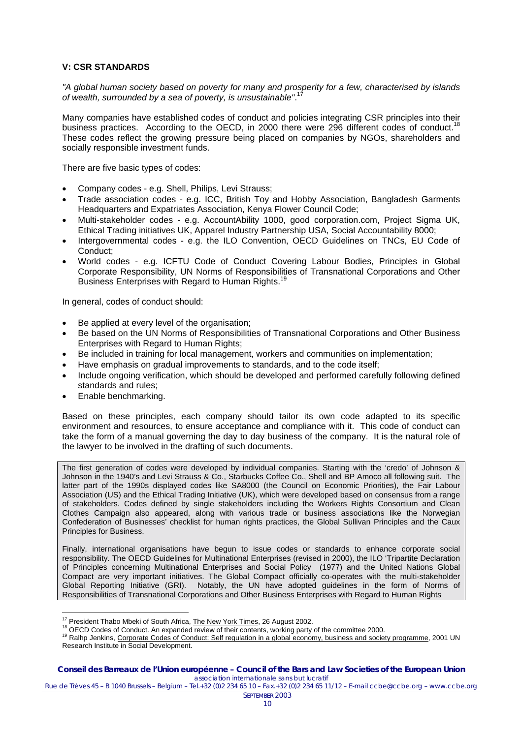### V: CSR STANDARDS

*"A global human society based on poverty for many and prosperity for a few, characterised by islands of wealth, surrounded by a sea of poverty, is unsustainable".*[17]

Many companies have established codes of conduct and policies integrating CSR principles into their business practices. According to the OECD, in 2000 there were 296 different codes of conduct.[18] These codes reflect the growing pressure being placed on companies by NGOs, shareholders and socially responsible investment funds.

There are five basic types of codes:

- Company codes - e.g. Shell, Philips, Levi Strauss;
- Trade association codes - e.g. ICC, British Toy and Hobby Association, Bangladesh Garments Headquarters and Expatriates Association, Kenya Flower Council Code;
- Multi-stakeholder codes - e.g. AccountAbility 1000, good corporation.com, Project Sigma UK, Ethical Trading initiatives UK, Apparel Industry Partnership USA, Social Accountability 8000;
- Intergovernmental codes - e.g. the ILO Convention, OECD Guidelines on TNCs, EU Code of Conduct;
- World codes - e.g. ICFTU Code of Conduct Covering Labour Bodies, Principles in Global Corporate Responsibility, UN Norms of Responsibilities of Transnational Corporations and Other Business Enterprises with Regard to Human Rights.[19]

In general, codes of conduct should:

- Be applied at every level of the organisation;
- Be based on the UN Norms of Responsibilities of Transnational Corporations and Other Business Enterprises with Regard to Human Rights;
- Be included in training for local management, workers and communities on implementation;
- Have emphasis on gradual improvements to standards, and to the code itself;
- Include ongoing verification, which should be developed and performed carefully following defined standards and rules;
- Enable benchmarking.

Based on these principles, each company should tailor its own code adapted to its specific environment and resources, to ensure acceptance and compliance with it. This code of conduct can take the form of a manual governing the day to day business of the company. It is the natural role of the lawyer to be involved in the drafting of such documents.

The first generation of codes were developed by individual companies. Starting with the 'credo' of Johnson & Johnson in the 1940's and Levi Strauss & Co., Starbucks Coffee Co., Shell and BP Amoco all following suit. The latter part of the 1990s displayed codes like SA8000 (the Council on Economic Priorities), the Fair Labour Association (US) and the Ethical Trading Initiative (UK), which were developed based on consensus from a range of stakeholders. Codes defined by single stakeholders including the Workers Rights Consortium and Clean Clothes Campaign also appeared, along with various trade or business associations like the Norwegian Confederation of Businesses' checklist for human rights practices, the Global Sullivan Principles and the Caux Principles for Business.

Finally, international organisations have begun to issue codes or standards to enhance corporate social responsibility. The OECD Guidelines for Multinational Enterprises (revised in 2000), the ILO 'Tripartite Declaration of Principles concerning Multinational Enterprises and Social Policy (1977) and the United Nations Global Compact are very important initiatives. The Global Compact officially co-operates with the multi-stakeholder Global Reporting Initiative (GRI). Notably, the UN have adopted guidelines in the form of Norms of Responsibilities of Transnational Corporations and Other Business Enterprises with Regard to Human Rights

---

[17] President Thabo Mbeki of South Africa, The New York Times, 26 August 2002.

[18] OECD Codes of Conduct. An expanded review of their contents, working party of the committee 2000.

[19] Ralhp Jenkins, Corporate Codes of Conduct: Self regulation in a global economy, business and society programme, 2001 UN Research Institute in Social Development.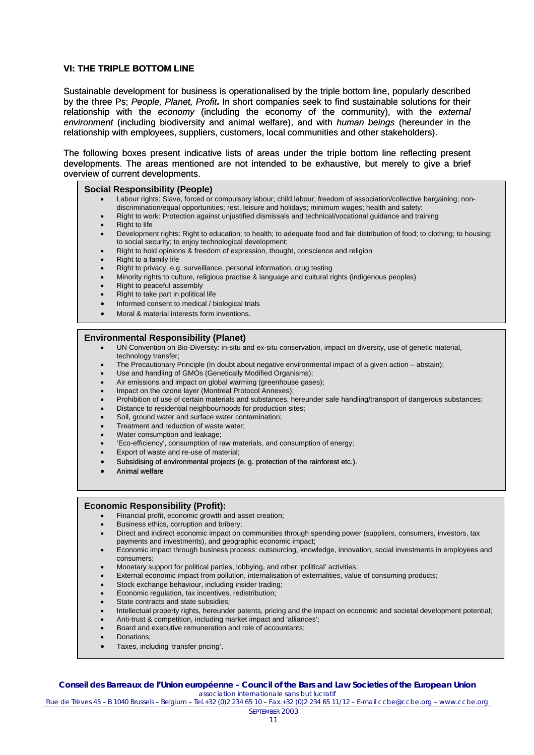## VI: THE TRIPLE BOTTOM LINE

Sustainable development for business is operationalised by the triple bottom line, popularly described by the three Ps; *People, Planet, Profit***.** In short companies seek to find sustainable solutions for their relationship with the *economy* (including the economy of the community), with the *external environment* (including biodiversity and animal welfare), and with *human beings* (hereunder in the relationship with employees, suppliers, customers, local communities and other stakeholders).

The following boxes present indicative lists of areas under the triple bottom line reflecting present developments. The areas mentioned are not intended to be exhaustive, but merely to give a brief overview of current developments.

**Social Responsibility (People)**

- Labour rights: Slave, forced or compulsory labour; child labour; freedom of association/collective bargaining; non-discrimination/equal opportunities; rest, leisure and holidays; minimum wages; health and safety;
- Right to work: Protection against unjustified dismissals and technical/vocational guidance and training
- Right to life
- Development rights: Right to education; to health; to adequate food and fair distribution of food; to clothing; to housing; to social security; to enjoy technological development;
- Right to hold opinions & freedom of expression, thought, conscience and religion
- Right to a family life
- Right to privacy, e.g. surveillance, personal information, drug testing
- Minority rights to culture, religious practise & language and cultural rights (indigenous peoples)
- Right to peaceful assembly
- Right to take part in political life
- Informed consent to medical / biological trials
- Moral & material interests form inventions.

**Environmental Responsibility (Planet)**

- UN Convention on Bio-Diversity: in-situ and ex-situ conservation, impact on diversity, use of genetic material, technology transfer;
- The Precautionary Principle (In doubt about negative environmental impact of a given action – abstain);
- Use and handling of GMOs (Genetically Modified Organisms);
- Air emissions and impact on global warming (greenhouse gases);
- Impact on the ozone layer (Montreal Protocol Annexes);
- Prohibition of use of certain materials and substances, hereunder safe handling/transport of dangerous substances;
- Distance to residential neighbourhoods for production sites;
- Soil, ground water and surface water contamination;
- Treatment and reduction of waste water;
- Water consumption and leakage;
- 'Eco-efficiency', consumption of raw materials, and consumption of energy;
- Export of waste and re-use of material;
- Subsidising of environmental projects (e. g. protection of the rainforest etc.).
- Animal welfare

**Economic Responsibility (Profit):**

- Financial profit, economic growth and asset creation;
- Business ethics, corruption and bribery;
- Direct and indirect economic impact on communities through spending power (suppliers, consumers, investors, tax payments and investments), and geographic economic impact;
- Economic impact through business process: outsourcing, knowledge, innovation, social investments in employees and consumers;
- Monetary support for political parties, lobbying, and other 'political' activities;
- External economic impact from pollution, internalisation of externalities, value of consuming products;
- Stock exchange behaviour, including insider trading;
- Economic regulation, tax incentives, redistribution;
- State contracts and state subsidies;
- Intellectual property rights, hereunder patents, pricing and the impact on economic and societal development potential;
- Anti-trust & competition, including market impact and 'alliances';
- Board and executive remuneration and role of accountants;
- Donations;
- Taxes, including 'transfer pricing'.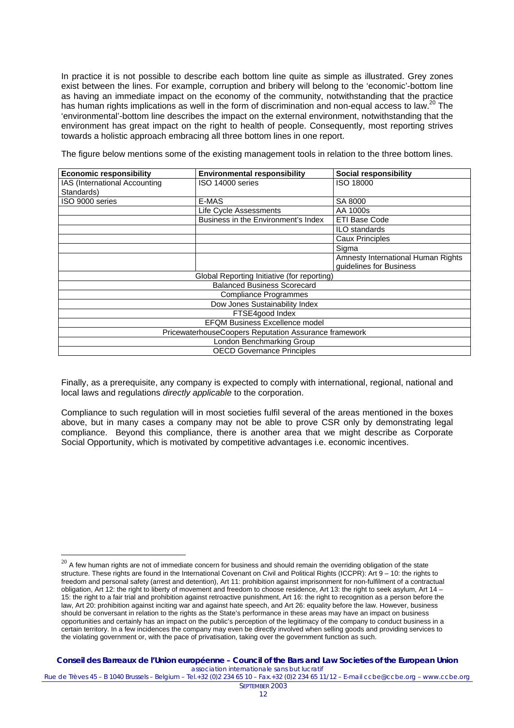In practice it is not possible to describe each bottom line quite as simple as illustrated. Grey zones exist between the lines. For example, corruption and bribery will belong to the 'economic'-bottom line as having an immediate impact on the economy of the community, notwithstanding that the practice has human rights implications as well in the form of discrimination and non-equal access to law.[20] The 'environmental'-bottom line describes the impact on the external environment, notwithstanding that the environment has great impact on the right to health of people. Consequently, most reporting strives towards a holistic approach embracing all three bottom lines in one report.

The figure below mentions some of the existing management tools in relation to the three bottom lines.

| Economic responsibility | Environmental responsibility | Social responsibility |
| --- | --- | --- |
| IAS (International Accounting Standards) | ISO 14000 series | ISO 18000 |
| ISO 9000 series | E-MAS | SA 8000 |
| | Life Cycle Assessments | AA 1000s |
| | Business in the Environment's Index | ETI Base Code |
| | | ILO standards |
| | | Caux Principles |
| | | Sigma |
| | | Amnesty International Human Rights guidelines for Business |
| Global Reporting Initiative (for reporting) | | |
| Balanced Business Scorecard | | |
| Compliance Programmes | | |
| Dow Jones Sustainability Index | | |
| FTSE4good Index | | |
| EFQM Business Excellence model | | |
| PricewaterhouseCoopers Reputation Assurance framework | | |
| London Benchmarking Group | | |
| OECD Governance Principles | | |

Finally, as a prerequisite, any company is expected to comply with international, regional, national and local laws and regulations *directly applicable* to the corporation.

Compliance to such regulation will in most societies fulfil several of the areas mentioned in the boxes above, but in many cases a company may not be able to prove CSR only by demonstrating legal compliance. Beyond this compliance, there is another area that we might describe as Corporate Social Opportunity, which is motivated by competitive advantages i.e. economic incentives.

[20] A few human rights are not of immediate concern for business and should remain the overriding obligation of the state structure. These rights are found in the International Covenant on Civil and Political Rights (ICCPR): Art 9 – 10: the rights to freedom and personal safety (arrest and detention), Art 11: prohibition against imprisonment for non-fulfilment of a contractual obligation, Art 12: the right to liberty of movement and freedom to choose residence, Art 13: the right to seek asylum, Art 14 – 15: the right to a fair trial and prohibition against retroactive punishment, Art 16: the right to recognition as a person before the law, Art 20: prohibition against inciting war and against hate speech, and Art 26: equality before the law. However, business should be conversant in relation to the rights as the State's performance in these areas may have an impact on business opportunities and certainly has an impact on the public's perception of the legitimacy of the company to conduct business in a certain territory. In a few incidences the company may even be directly involved when selling goods and providing services to the violating government or, with the pace of privatisation, taking over the government function as such.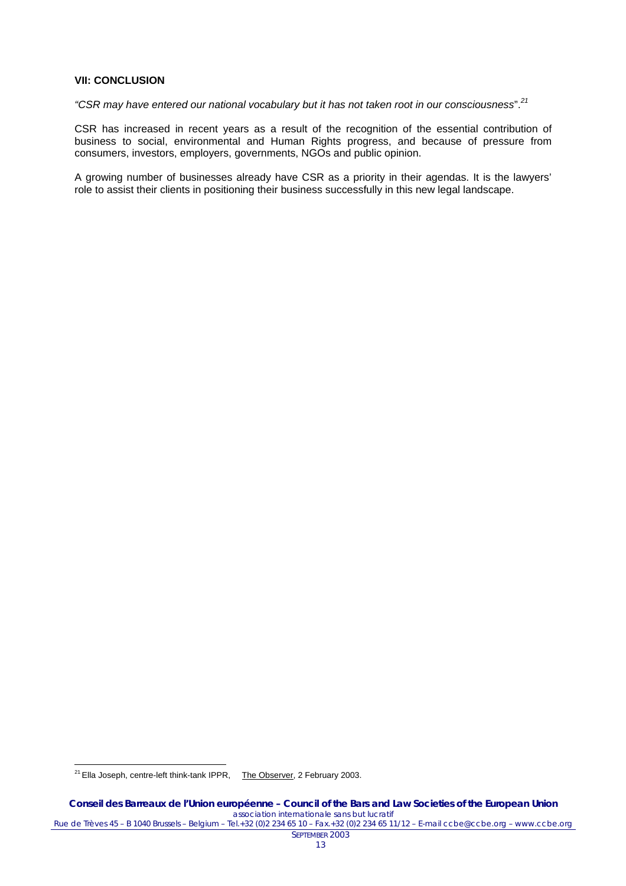### VII: CONCLUSION

*"CSR may have entered our national vocabulary but it has not taken root in our consciousness*".[21]

CSR has increased in recent years as a result of the recognition of the essential contribution of business to social, environmental and Human Rights progress, and because of pressure from consumers, investors, employers, governments, NGOs and public opinion.

A growing number of businesses already have CSR as a priority in their agendas. It is the lawyers' role to assist their clients in positioning their business successfully in this new legal landscape.

---

[21] Ella Joseph, centre-left think-tank IPPR, The Observer, 2 February 2003.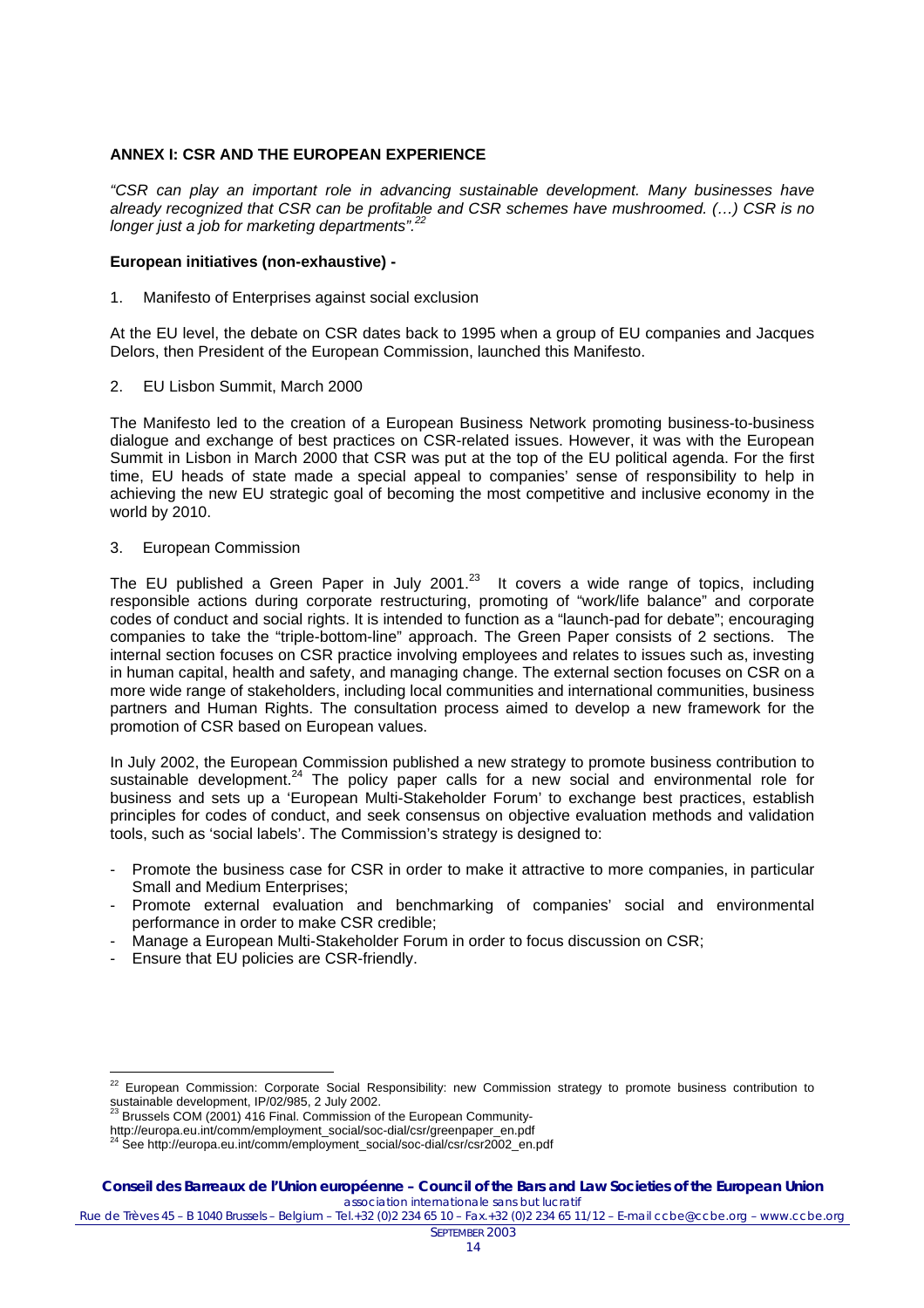**ANNEX I: CSR AND THE EUROPEAN EXPERIENCE**

*"CSR can play an important role in advancing sustainable development. Many businesses have already recognized that CSR can be profitable and CSR schemes have mushroomed. (…) CSR is no longer just a job for marketing departments".*[22]

**European initiatives (non-exhaustive) -**

1. Manifesto of Enterprises against social exclusion

At the EU level, the debate on CSR dates back to 1995 when a group of EU companies and Jacques Delors, then President of the European Commission, launched this Manifesto.

2. EU Lisbon Summit, March 2000

The Manifesto led to the creation of a European Business Network promoting business-to-business dialogue and exchange of best practices on CSR-related issues. However, it was with the European Summit in Lisbon in March 2000 that CSR was put at the top of the EU political agenda. For the first time, EU heads of state made a special appeal to companies' sense of responsibility to help in achieving the new EU strategic goal of becoming the most competitive and inclusive economy in the world by 2010.

3. European Commission

The EU published a Green Paper in July 2001.[23] It covers a wide range of topics, including responsible actions during corporate restructuring, promoting of "work/life balance" and corporate codes of conduct and social rights. It is intended to function as a "launch-pad for debate"; encouraging companies to take the "triple-bottom-line" approach. The Green Paper consists of 2 sections. The internal section focuses on CSR practice involving employees and relates to issues such as, investing in human capital, health and safety, and managing change. The external section focuses on CSR on a more wide range of stakeholders, including local communities and international communities, business partners and Human Rights. The consultation process aimed to develop a new framework for the promotion of CSR based on European values.

In July 2002, the European Commission published a new strategy to promote business contribution to sustainable development.[24] The policy paper calls for a new social and environmental role for business and sets up a 'European Multi-Stakeholder Forum' to exchange best practices, establish principles for codes of conduct, and seek consensus on objective evaluation methods and validation tools, such as 'social labels'. The Commission's strategy is designed to:

- Promote the business case for CSR in order to make it attractive to more companies, in particular Small and Medium Enterprises;
- Promote external evaluation and benchmarking of companies' social and environmental performance in order to make CSR credible;
- Manage a European Multi-Stakeholder Forum in order to focus discussion on CSR;
- Ensure that EU policies are CSR-friendly.

---

[22] European Commission: Corporate Social Responsibility: new Commission strategy to promote business contribution to sustainable development, IP/02/985, 2 July 2002.

[23] Brussels COM (2001) 416 Final. Commission of the European Community-
http://europa.eu.int/comm/employment_social/soc-dial/csr/greenpaper_en.pdf

[24] See http://europa.eu.int/comm/employment_social/soc-dial/csr/csr2002_en.pdf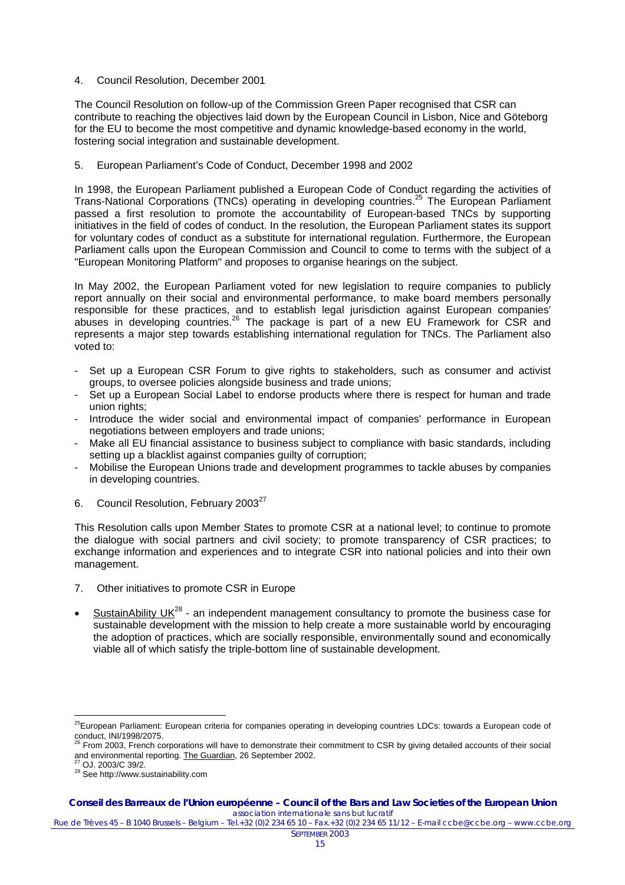4. Council Resolution, December 2001

The Council Resolution on follow-up of the Commission Green Paper recognised that CSR can contribute to reaching the objectives laid down by the European Council in Lisbon, Nice and Göteborg for the EU to become the most competitive and dynamic knowledge-based economy in the world, fostering social integration and sustainable development.

5. European Parliament's Code of Conduct, December 1998 and 2002

In 1998, the European Parliament published a European Code of Conduct regarding the activities of Trans-National Corporations (TNCs) operating in developing countries.[25] The European Parliament passed a first resolution to promote the accountability of European-based TNCs by supporting initiatives in the field of codes of conduct. In the resolution, the European Parliament states its support for voluntary codes of conduct as a substitute for international regulation. Furthermore, the European Parliament calls upon the European Commission and Council to come to terms with the subject of a "European Monitoring Platform" and proposes to organise hearings on the subject.

In May 2002, the European Parliament voted for new legislation to require companies to publicly report annually on their social and environmental performance, to make board members personally responsible for these practices, and to establish legal jurisdiction against European companies' abuses in developing countries.[26] The package is part of a new EU Framework for CSR and represents a major step towards establishing international regulation for TNCs. The Parliament also voted to:

- Set up a European CSR Forum to give rights to stakeholders, such as consumer and activist groups, to oversee policies alongside business and trade unions;
- Set up a European Social Label to endorse products where there is respect for human and trade union rights;
- Introduce the wider social and environmental impact of companies' performance in European negotiations between employers and trade unions;
- Make all EU financial assistance to business subject to compliance with basic standards, including setting up a blacklist against companies guilty of corruption;
- Mobilise the European Unions trade and development programmes to tackle abuses by companies in developing countries.

6. Council Resolution, February 2003[27]

This Resolution calls upon Member States to promote CSR at a national level; to continue to promote the dialogue with social partners and civil society; to promote transparency of CSR practices; to exchange information and experiences and to integrate CSR into national policies and into their own management.

7. Other initiatives to promote CSR in Europe

- SustainAbility UK[28] - an independent management consultancy to promote the business case for sustainable development with the mission to help create a more sustainable world by encouraging the adoption of practices, which are socially responsible, environmentally sound and economically viable all of which satisfy the triple-bottom line of sustainable development.

---

[25] European Parliament: European criteria for companies operating in developing countries LDCs: towards a European code of conduct, INI/1998/2075.

[26] From 2003, French corporations will have to demonstrate their commitment to CSR by giving detailed accounts of their social and environmental reporting. The Guardian, 26 September 2002.

[27] OJ. 2003/C 39/2.

[28] See http://www.sustainability.com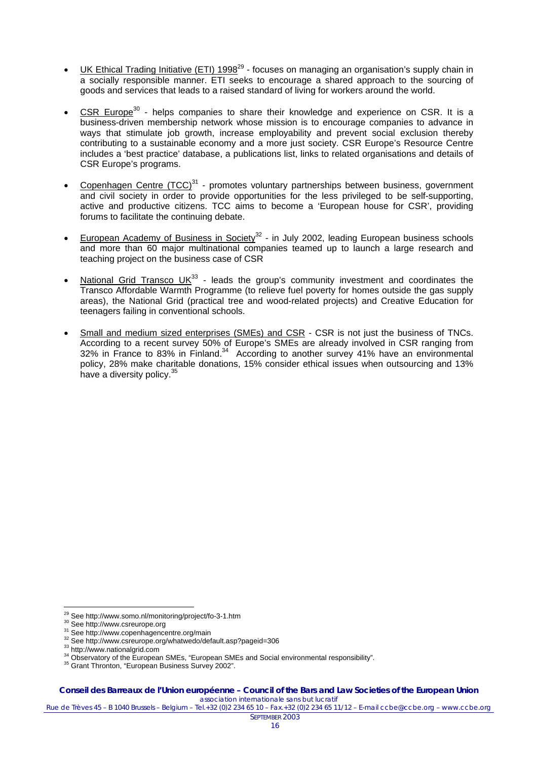- UK Ethical Trading Initiative (ETI) 1998[29] - focuses on managing an organisation's supply chain in a socially responsible manner. ETI seeks to encourage a shared approach to the sourcing of goods and services that leads to a raised standard of living for workers around the world.

- CSR Europe[30] - helps companies to share their knowledge and experience on CSR. It is a business-driven membership network whose mission is to encourage companies to advance in ways that stimulate job growth, increase employability and prevent social exclusion thereby contributing to a sustainable economy and a more just society. CSR Europe's Resource Centre includes a 'best practice' database, a publications list, links to related organisations and details of CSR Europe's programs.

- Copenhagen Centre (TCC)[31] - promotes voluntary partnerships between business, government and civil society in order to provide opportunities for the less privileged to be self-supporting, active and productive citizens. TCC aims to become a 'European house for CSR', providing forums to facilitate the continuing debate.

- European Academy of Business in Society[32] - in July 2002, leading European business schools and more than 60 major multinational companies teamed up to launch a large research and teaching project on the business case of CSR

- National Grid Transco UK[33] - leads the group's community investment and coordinates the Transco Affordable Warmth Programme (to relieve fuel poverty for homes outside the gas supply areas), the National Grid (practical tree and wood-related projects) and Creative Education for teenagers failing in conventional schools.

- Small and medium sized enterprises (SMEs) and CSR - CSR is not just the business of TNCs. According to a recent survey 50% of Europe's SMEs are already involved in CSR ranging from 32% in France to 83% in Finland.[34] According to another survey 41% have an environmental policy, 28% make charitable donations, 15% consider ethical issues when outsourcing and 13% have a diversity policy.[35]

---

[29] See http://www.somo.nl/monitoring/project/fo-3-1.htm
[30] See http://www.csreurope.org
[31] See http://www.copenhagencentre.org/main
[32] See http://www.csreurope.org/whatwedo/default.asp?pageid=306
[33] http://www.nationalgrid.com
[34] Observatory of the European SMEs, "European SMEs and Social environmental responsibility".
[35] Grant Thronton, "European Business Survey 2002".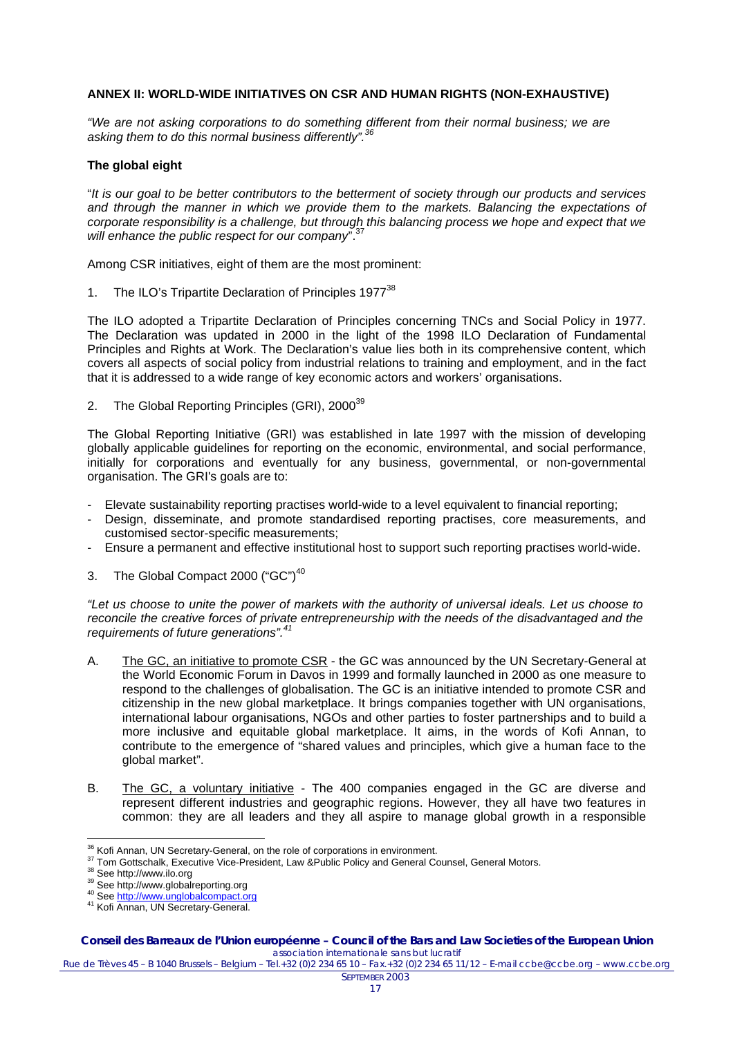**ANNEX II: WORLD-WIDE INITIATIVES ON CSR AND HUMAN RIGHTS (NON-EXHAUSTIVE)**

*"We are not asking corporations to do something different from their normal business; we are asking them to do this normal business differently".*[36]

**The global eight**

"*It is our goal to be better contributors to the betterment of society through our products and services and through the manner in which we provide them to the markets. Balancing the expectations of corporate responsibility is a challenge, but through this balancing process we hope and expect that we will enhance the public respect for our company*".[37]

Among CSR initiatives, eight of them are the most prominent:

1. The ILO's Tripartite Declaration of Principles 1977[38]

The ILO adopted a Tripartite Declaration of Principles concerning TNCs and Social Policy in 1977. The Declaration was updated in 2000 in the light of the 1998 ILO Declaration of Fundamental Principles and Rights at Work. The Declaration's value lies both in its comprehensive content, which covers all aspects of social policy from industrial relations to training and employment, and in the fact that it is addressed to a wide range of key economic actors and workers' organisations.

2. The Global Reporting Principles (GRI), 2000[39]

The Global Reporting Initiative (GRI) was established in late 1997 with the mission of developing globally applicable guidelines for reporting on the economic, environmental, and social performance, initially for corporations and eventually for any business, governmental, or non-governmental organisation. The GRI's goals are to:

- Elevate sustainability reporting practises world-wide to a level equivalent to financial reporting;
- Design, disseminate, and promote standardised reporting practises, core measurements, and customised sector-specific measurements;
- Ensure a permanent and effective institutional host to support such reporting practises world-wide.

3. The Global Compact 2000 ("GC")[40]

*"Let us choose to unite the power of markets with the authority of universal ideals. Let us choose to reconcile the creative forces of private entrepreneurship with the needs of the disadvantaged and the requirements of future generations".*[41]

A. The GC, an initiative to promote CSR - the GC was announced by the UN Secretary-General at the World Economic Forum in Davos in 1999 and formally launched in 2000 as one measure to respond to the challenges of globalisation. The GC is an initiative intended to promote CSR and citizenship in the new global marketplace. It brings companies together with UN organisations, international labour organisations, NGOs and other parties to foster partnerships and to build a more inclusive and equitable global marketplace. It aims, in the words of Kofi Annan, to contribute to the emergence of "shared values and principles, which give a human face to the global market".

B. The GC, a voluntary initiative - The 400 companies engaged in the GC are diverse and represent different industries and geographic regions. However, they all have two features in common: they are all leaders and they all aspire to manage global growth in a responsible

---

[36] Kofi Annan, UN Secretary-General, on the role of corporations in environment.

[37] Tom Gottschalk, Executive Vice-President, Law &Public Policy and General Counsel, General Motors.

[38] See http://www.ilo.org

[39] See http://www.globalreporting.org

[40] See http://www.unglobalcompact.org

[41] Kofi Annan, UN Secretary-General.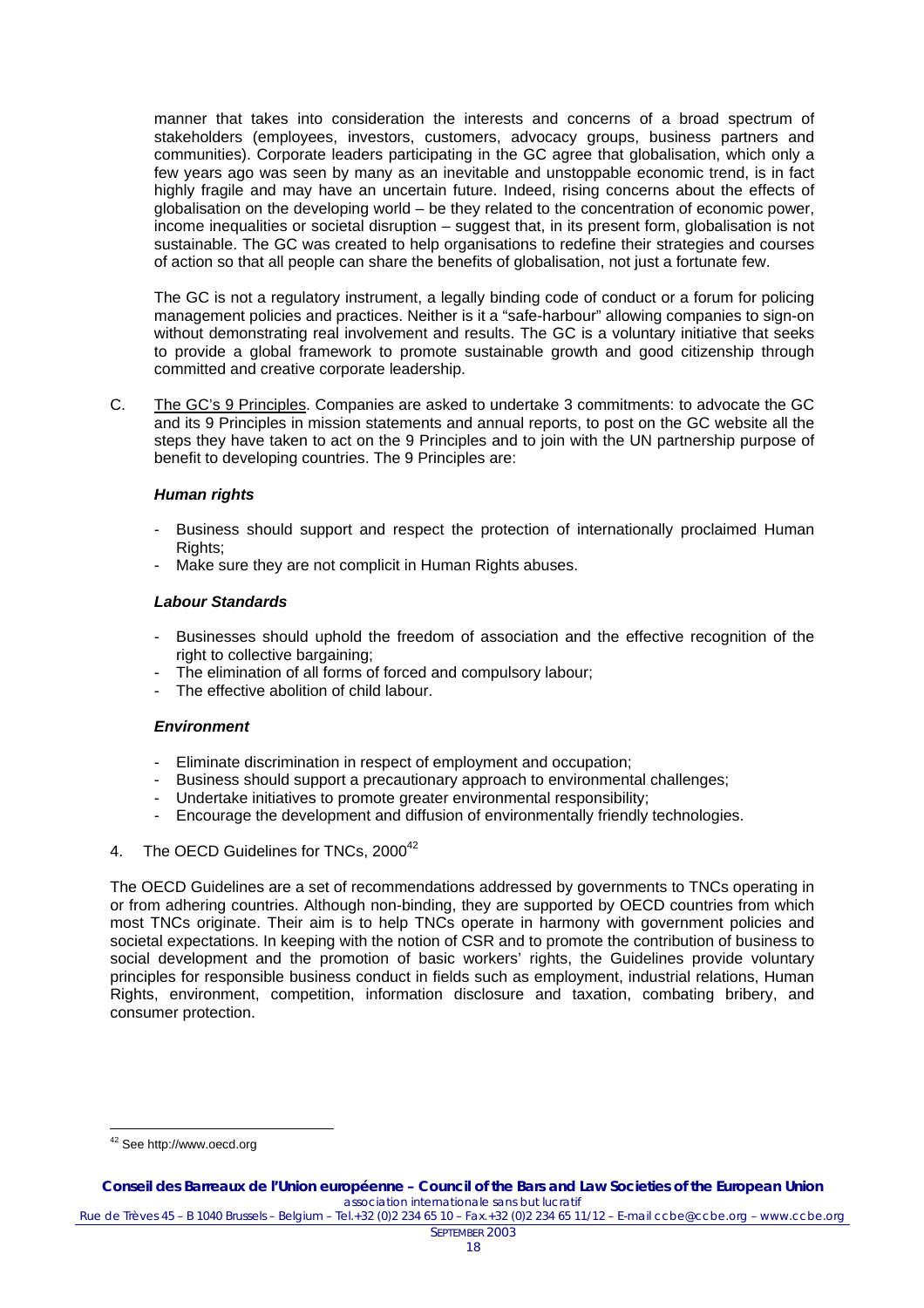manner that takes into consideration the interests and concerns of a broad spectrum of stakeholders (employees, investors, customers, advocacy groups, business partners and communities). Corporate leaders participating in the GC agree that globalisation, which only a few years ago was seen by many as an inevitable and unstoppable economic trend, is in fact highly fragile and may have an uncertain future. Indeed, rising concerns about the effects of globalisation on the developing world – be they related to the concentration of economic power, income inequalities or societal disruption – suggest that, in its present form, globalisation is not sustainable. The GC was created to help organisations to redefine their strategies and courses of action so that all people can share the benefits of globalisation, not just a fortunate few.

The GC is not a regulatory instrument, a legally binding code of conduct or a forum for policing management policies and practices. Neither is it a "safe-harbour" allowing companies to sign-on without demonstrating real involvement and results. The GC is a voluntary initiative that seeks to provide a global framework to promote sustainable growth and good citizenship through committed and creative corporate leadership.

C. The GC's 9 Principles. Companies are asked to undertake 3 commitments: to advocate the GC and its 9 Principles in mission statements and annual reports, to post on the GC website all the steps they have taken to act on the 9 Principles and to join with the UN partnership purpose of benefit to developing countries. The 9 Principles are:

***Human rights***

- Business should support and respect the protection of internationally proclaimed Human Rights;
- Make sure they are not complicit in Human Rights abuses.

***Labour Standards***

- Businesses should uphold the freedom of association and the effective recognition of the right to collective bargaining;
- The elimination of all forms of forced and compulsory labour;
- The effective abolition of child labour.

***Environment***

- Eliminate discrimination in respect of employment and occupation;
- Business should support a precautionary approach to environmental challenges;
- Undertake initiatives to promote greater environmental responsibility;
- Encourage the development and diffusion of environmentally friendly technologies.

4. The OECD Guidelines for TNCs, 2000[42]

The OECD Guidelines are a set of recommendations addressed by governments to TNCs operating in or from adhering countries. Although non-binding, they are supported by OECD countries from which most TNCs originate. Their aim is to help TNCs operate in harmony with government policies and societal expectations. In keeping with the notion of CSR and to promote the contribution of business to social development and the promotion of basic workers' rights, the Guidelines provide voluntary principles for responsible business conduct in fields such as employment, industrial relations, Human Rights, environment, competition, information disclosure and taxation, combating bribery, and consumer protection.

[42] See http://www.oecd.org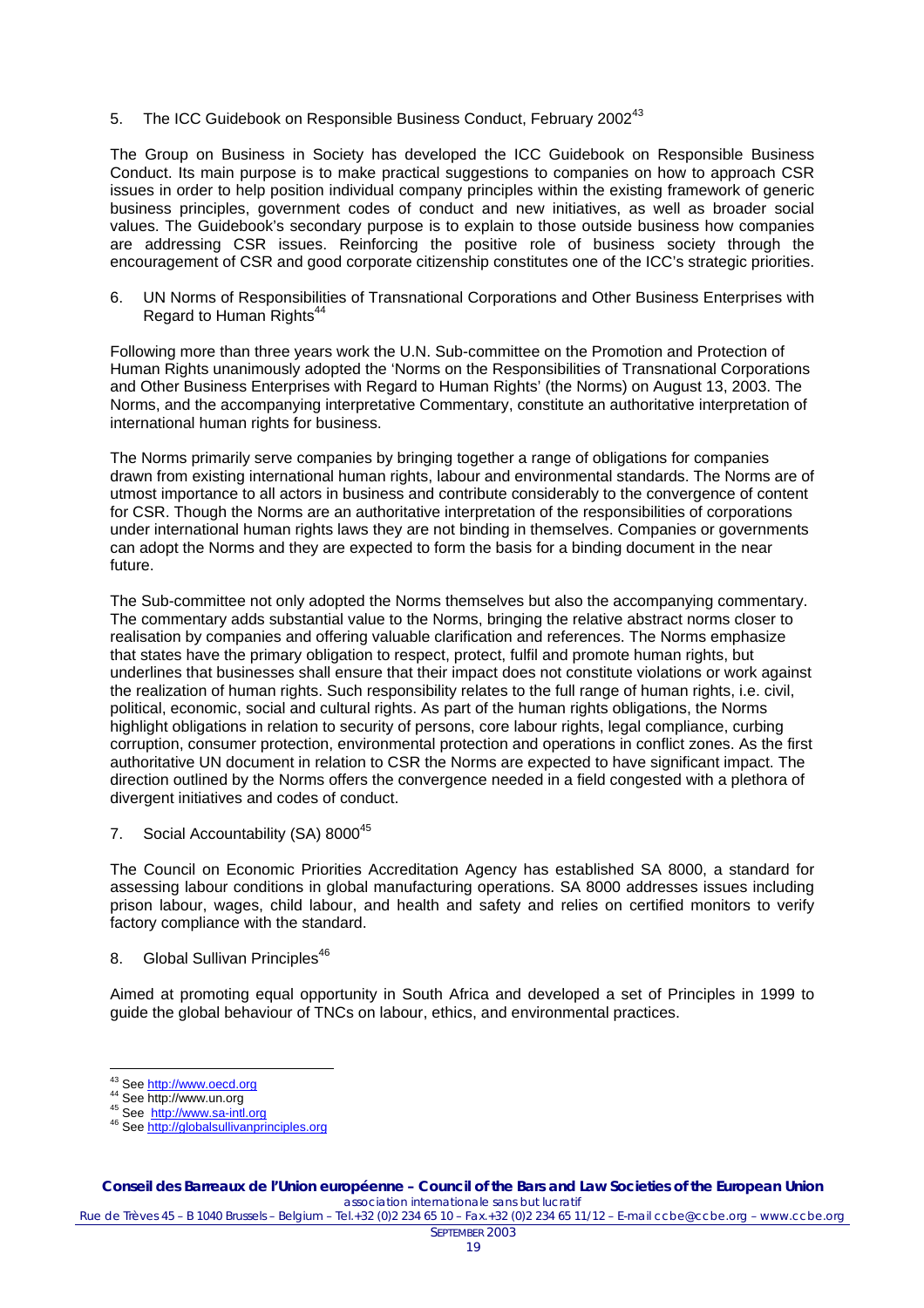5. The ICC Guidebook on Responsible Business Conduct, February 2002[43]

The Group on Business in Society has developed the ICC Guidebook on Responsible Business Conduct. Its main purpose is to make practical suggestions to companies on how to approach CSR issues in order to help position individual company principles within the existing framework of generic business principles, government codes of conduct and new initiatives, as well as broader social values. The Guidebook's secondary purpose is to explain to those outside business how companies are addressing CSR issues. Reinforcing the positive role of business society through the encouragement of CSR and good corporate citizenship constitutes one of the ICC's strategic priorities.

6. UN Norms of Responsibilities of Transnational Corporations and Other Business Enterprises with Regard to Human Rights[44]

Following more than three years work the U.N. Sub-committee on the Promotion and Protection of Human Rights unanimously adopted the 'Norms on the Responsibilities of Transnational Corporations and Other Business Enterprises with Regard to Human Rights' (the Norms) on August 13, 2003. The Norms, and the accompanying interpretative Commentary, constitute an authoritative interpretation of international human rights for business.

The Norms primarily serve companies by bringing together a range of obligations for companies drawn from existing international human rights, labour and environmental standards. The Norms are of utmost importance to all actors in business and contribute considerably to the convergence of content for CSR. Though the Norms are an authoritative interpretation of the responsibilities of corporations under international human rights laws they are not binding in themselves. Companies or governments can adopt the Norms and they are expected to form the basis for a binding document in the near future.

The Sub-committee not only adopted the Norms themselves but also the accompanying commentary. The commentary adds substantial value to the Norms, bringing the relative abstract norms closer to realisation by companies and offering valuable clarification and references. The Norms emphasize that states have the primary obligation to respect, protect, fulfil and promote human rights, but underlines that businesses shall ensure that their impact does not constitute violations or work against the realization of human rights. Such responsibility relates to the full range of human rights, i.e. civil, political, economic, social and cultural rights. As part of the human rights obligations, the Norms highlight obligations in relation to security of persons, core labour rights, legal compliance, curbing corruption, consumer protection, environmental protection and operations in conflict zones. As the first authoritative UN document in relation to CSR the Norms are expected to have significant impact. The direction outlined by the Norms offers the convergence needed in a field congested with a plethora of divergent initiatives and codes of conduct.

7. Social Accountability (SA) 8000[45]

The Council on Economic Priorities Accreditation Agency has established SA 8000, a standard for assessing labour conditions in global manufacturing operations. SA 8000 addresses issues including prison labour, wages, child labour, and health and safety and relies on certified monitors to verify factory compliance with the standard.

8. Global Sullivan Principles[46]

Aimed at promoting equal opportunity in South Africa and developed a set of Principles in 1999 to guide the global behaviour of TNCs on labour, ethics, and environmental practices.

---

[43] See http://www.oecd.org
[44] See http://www.un.org
[45] See http://www.sa-intl.org
[46] See http://globalsullivanprinciples.org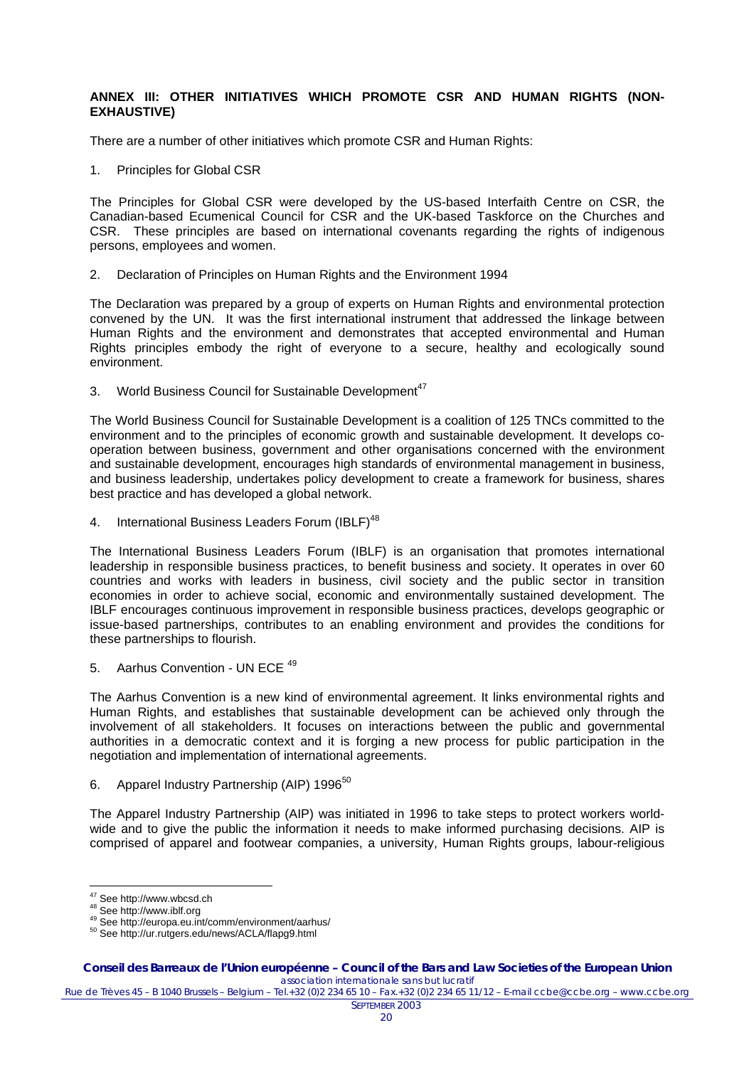**ANNEX III: OTHER INITIATIVES WHICH PROMOTE CSR AND HUMAN RIGHTS (NON-EXHAUSTIVE)**

There are a number of other initiatives which promote CSR and Human Rights:

1. Principles for Global CSR

The Principles for Global CSR were developed by the US-based Interfaith Centre on CSR, the Canadian-based Ecumenical Council for CSR and the UK-based Taskforce on the Churches and CSR. These principles are based on international covenants regarding the rights of indigenous persons, employees and women.

2. Declaration of Principles on Human Rights and the Environment 1994

The Declaration was prepared by a group of experts on Human Rights and environmental protection convened by the UN. It was the first international instrument that addressed the linkage between Human Rights and the environment and demonstrates that accepted environmental and Human Rights principles embody the right of everyone to a secure, healthy and ecologically sound environment.

3. World Business Council for Sustainable Development[47]

The World Business Council for Sustainable Development is a coalition of 125 TNCs committed to the environment and to the principles of economic growth and sustainable development. It develops co-operation between business, government and other organisations concerned with the environment and sustainable development, encourages high standards of environmental management in business, and business leadership, undertakes policy development to create a framework for business, shares best practice and has developed a global network.

4. International Business Leaders Forum (IBLF)[48]

The International Business Leaders Forum (IBLF) is an organisation that promotes international leadership in responsible business practices, to benefit business and society. It operates in over 60 countries and works with leaders in business, civil society and the public sector in transition economies in order to achieve social, economic and environmentally sustained development. The IBLF encourages continuous improvement in responsible business practices, develops geographic or issue-based partnerships, contributes to an enabling environment and provides the conditions for these partnerships to flourish.

5. Aarhus Convention - UN ECE [49]

The Aarhus Convention is a new kind of environmental agreement. It links environmental rights and Human Rights, and establishes that sustainable development can be achieved only through the involvement of all stakeholders. It focuses on interactions between the public and governmental authorities in a democratic context and it is forging a new process for public participation in the negotiation and implementation of international agreements.

6. Apparel Industry Partnership (AIP) 1996[50]

The Apparel Industry Partnership (AIP) was initiated in 1996 to take steps to protect workers world-wide and to give the public the information it needs to make informed purchasing decisions. AIP is comprised of apparel and footwear companies, a university, Human Rights groups, labour-religious

---

[47] See http://www.wbcsd.ch

[48] See http://www.iblf.org

[49] See http://europa.eu.int/comm/environment/aarhus/

[50] See http://ur.rutgers.edu/news/ACLA/flapg9.html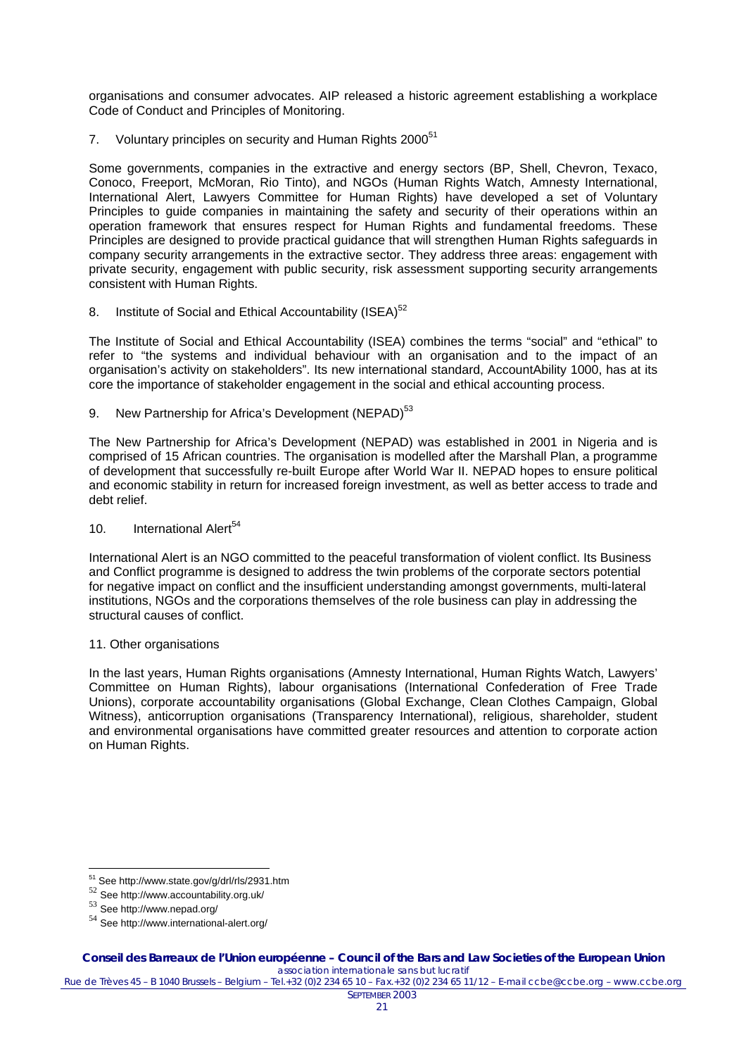organisations and consumer advocates. AIP released a historic agreement establishing a workplace Code of Conduct and Principles of Monitoring.

7. Voluntary principles on security and Human Rights 2000[51]

Some governments, companies in the extractive and energy sectors (BP, Shell, Chevron, Texaco, Conoco, Freeport, McMoran, Rio Tinto), and NGOs (Human Rights Watch, Amnesty International, International Alert, Lawyers Committee for Human Rights) have developed a set of Voluntary Principles to guide companies in maintaining the safety and security of their operations within an operation framework that ensures respect for Human Rights and fundamental freedoms. These Principles are designed to provide practical guidance that will strengthen Human Rights safeguards in company security arrangements in the extractive sector. They address three areas: engagement with private security, engagement with public security, risk assessment supporting security arrangements consistent with Human Rights.

8. Institute of Social and Ethical Accountability (ISEA)[52]

The Institute of Social and Ethical Accountability (ISEA) combines the terms "social" and "ethical" to refer to "the systems and individual behaviour with an organisation and to the impact of an organisation's activity on stakeholders". Its new international standard, AccountAbility 1000, has at its core the importance of stakeholder engagement in the social and ethical accounting process.

9. New Partnership for Africa's Development (NEPAD)[53]

The New Partnership for Africa's Development (NEPAD) was established in 2001 in Nigeria and is comprised of 15 African countries. The organisation is modelled after the Marshall Plan, a programme of development that successfully re-built Europe after World War II. NEPAD hopes to ensure political and economic stability in return for increased foreign investment, as well as better access to trade and debt relief.

10. International Alert[54]

International Alert is an NGO committed to the peaceful transformation of violent conflict. Its Business and Conflict programme is designed to address the twin problems of the corporate sectors potential for negative impact on conflict and the insufficient understanding amongst governments, multi-lateral institutions, NGOs and the corporations themselves of the role business can play in addressing the structural causes of conflict.

11. Other organisations

In the last years, Human Rights organisations (Amnesty International, Human Rights Watch, Lawyers' Committee on Human Rights), labour organisations (International Confederation of Free Trade Unions), corporate accountability organisations (Global Exchange, Clean Clothes Campaign, Global Witness), anticorruption organisations (Transparency International), religious, shareholder, student and environmental organisations have committed greater resources and attention to corporate action on Human Rights.

---

[51] See http://www.state.gov/g/drl/rls/2931.htm

[52] See http://www.accountability.org.uk/

[53] See http://www.nepad.org/

[54] See http://www.international-alert.org/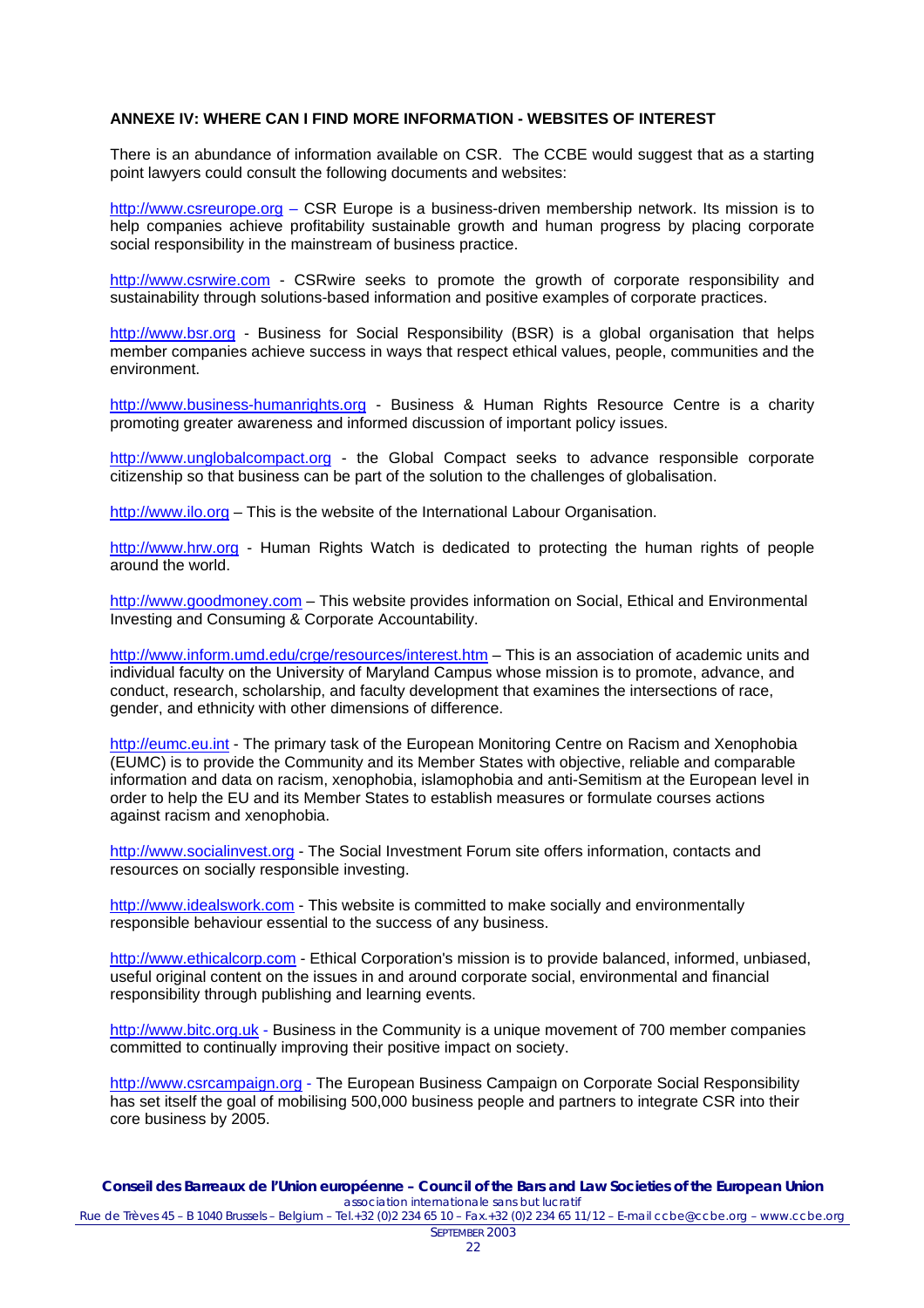## ANNEXE IV: WHERE CAN I FIND MORE INFORMATION - WEBSITES OF INTEREST

There is an abundance of information available on CSR. The CCBE would suggest that as a starting point lawyers could consult the following documents and websites:

http://www.csreurope.org – CSR Europe is a business-driven membership network. Its mission is to help companies achieve profitability sustainable growth and human progress by placing corporate social responsibility in the mainstream of business practice.

http://www.csrwire.com - CSRwire seeks to promote the growth of corporate responsibility and sustainability through solutions-based information and positive examples of corporate practices.

http://www.bsr.org - Business for Social Responsibility (BSR) is a global organisation that helps member companies achieve success in ways that respect ethical values, people, communities and the environment.

http://www.business-humanrights.org - Business & Human Rights Resource Centre is a charity promoting greater awareness and informed discussion of important policy issues.

http://www.unglobalcompact.org - the Global Compact seeks to advance responsible corporate citizenship so that business can be part of the solution to the challenges of globalisation.

http://www.ilo.org – This is the website of the International Labour Organisation.

http://www.hrw.org - Human Rights Watch is dedicated to protecting the human rights of people around the world.

http://www.goodmoney.com – This website provides information on Social, Ethical and Environmental Investing and Consuming & Corporate Accountability.

http://www.inform.umd.edu/crge/resources/interest.htm – This is an association of academic units and individual faculty on the University of Maryland Campus whose mission is to promote, advance, and conduct, research, scholarship, and faculty development that examines the intersections of race, gender, and ethnicity with other dimensions of difference.

http://eumc.eu.int - The primary task of the European Monitoring Centre on Racism and Xenophobia (EUMC) is to provide the Community and its Member States with objective, reliable and comparable information and data on racism, xenophobia, islamophobia and anti-Semitism at the European level in order to help the EU and its Member States to establish measures or formulate courses actions against racism and xenophobia.

http://www.socialinvest.org - The Social Investment Forum site offers information, contacts and resources on socially responsible investing.

http://www.idealswork.com - This website is committed to make socially and environmentally responsible behaviour essential to the success of any business.

http://www.ethicalcorp.com - Ethical Corporation's mission is to provide balanced, informed, unbiased, useful original content on the issues in and around corporate social, environmental and financial responsibility through publishing and learning events.

http://www.bitc.org.uk - Business in the Community is a unique movement of 700 member companies committed to continually improving their positive impact on society.

http://www.csrcampaign.org - The European Business Campaign on Corporate Social Responsibility has set itself the goal of mobilising 500,000 business people and partners to integrate CSR into their core business by 2005.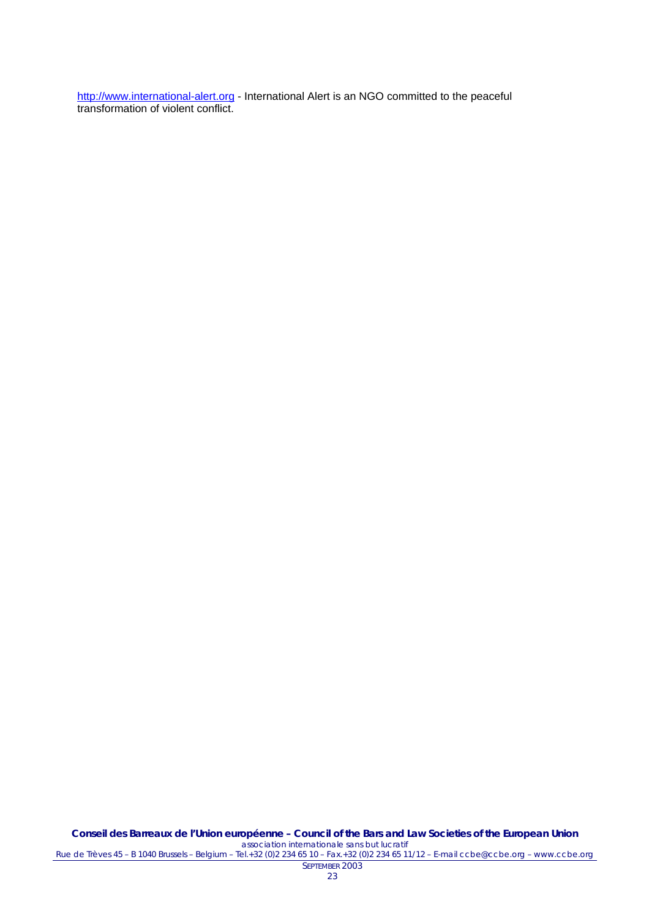http://www.international-alert.org - International Alert is an NGO committed to the peaceful transformation of violent conflict.